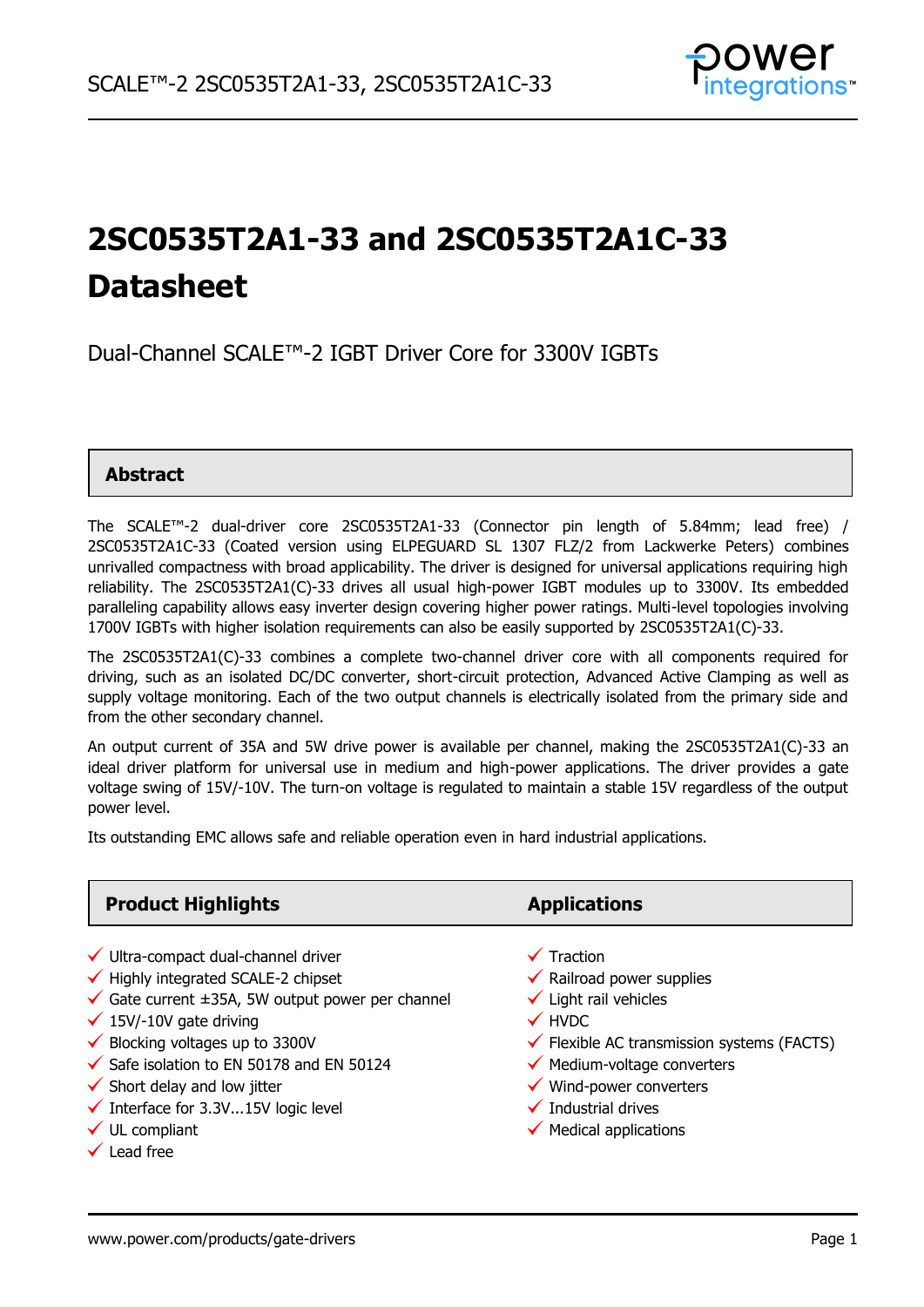# 2SC0535T2A1-33 and 2SC0535T2A1C-33 Datasheet

Dual-Channel SCALE™-2 IGBT Driver Core for 3300V IGBTs

## Abstract

The SCALE™-2 dual-driver core 2SC0535T2A1-33 (Connector pin length of 5.84mm; lead free) / 2SC0535T2A1C-33 (Coated version using ELPEGUARD SL 1307 FLZ/2 from Lackwerke Peters) combines unrivalled compactness with broad applicability. The driver is designed for universal applications requiring high reliability. The 2SC0535T2A1(C)-33 drives all usual high-power IGBT modules up to 3300V. Its embedded paralleling capability allows easy inverter design covering higher power ratings. Multi-level topologies involving 1700V IGBTs with higher isolation requirements can also be easily supported by 2SC0535T2A1(C)-33.

The 2SC0535T2A1(C)-33 combines a complete two-channel driver core with all components required for driving, such as an isolated DC/DC converter, short-circuit protection, Advanced Active Clamping as well as supply voltage monitoring. Each of the two output channels is electrically isolated from the primary side and from the other secondary channel.

An output current of 35A and 5W drive power is available per channel, making the 2SC0535T2A1(C)-33 an ideal driver platform for universal use in medium and high-power applications. The driver provides a gate voltage swing of 15V/-10V. The turn-on voltage is regulated to maintain a stable 15V regardless of the output power level.

Its outstanding EMC allows safe and reliable operation even in hard industrial applications.

## Product Highlights

- ✓ Ultra-compact dual-channel driver
- ✓ Highly integrated SCALE-2 chipset
- ✓ Gate current ±35A, 5W output power per channel
- ✓ 15V/-10V gate driving
- ✓ Blocking voltages up to 3300V
- ✓ Safe isolation to EN 50178 and EN 50124
- ✓ Short delay and low jitter
- ✓ Interface for 3.3V...15V logic level
- ✓ UL compliant
- ✓ Lead free

## Applications

- ✓ Traction
- ✓ Railroad power supplies
- ✓ Light rail vehicles
- ✓ HVDC
- ✓ Flexible AC transmission systems (FACTS)
- ✓ Medium-voltage converters
- ✓ Wind-power converters
- ✓ Industrial drives
- ✓ Medical applications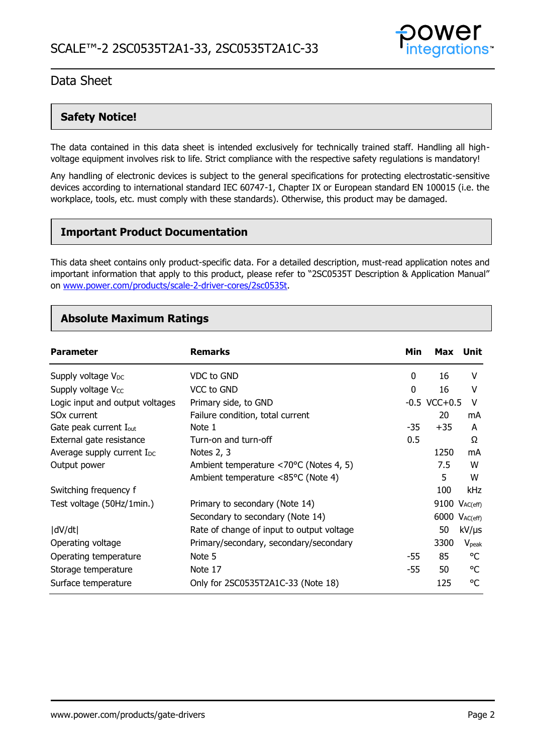## Safety Notice!

The data contained in this data sheet is intended exclusively for technically trained staff. Handling all high-voltage equipment involves risk to life. Strict compliance with the respective safety regulations is mandatory!

Any handling of electronic devices is subject to the general specifications for protecting electrostatic-sensitive devices according to international standard IEC 60747-1, Chapter IX or European standard EN 100015 (i.e. the workplace, tools, etc. must comply with these standards). Otherwise, this product may be damaged.

## Important Product Documentation

This data sheet contains only product-specific data. For a detailed description, must-read application notes and important information that apply to this product, please refer to "2SC0535T Description & Application Manual" on www.power.com/products/scale-2-driver-cores/2sc0535t.

## Absolute Maximum Ratings

| Parameter | Remarks | Min | Max | Unit |
|---|---|---|---|---|
| Supply voltage $V_{DC}$ | VDC to GND | 0 | 16 | V |
| Supply voltage $V_{CC}$ | VCC to GND | 0 | 16 | V |
| Logic input and output voltages | Primary side, to GND | -0.5 | VCC+0.5 | V |
| SOx current | Failure condition, total current | | 20 | mA |
| Gate peak current $I_{out}$ | Note 1 | -35 | +35 | A |
| External gate resistance | Turn-on and turn-off | 0.5 | | Ω |
| Average supply current $I_{DC}$ | Notes 2, 3 | | 1250 | mA |
| Output power | Ambient temperature <70°C (Notes 4, 5) | | 7.5 | W |
| | Ambient temperature <85°C (Note 4) | | 5 | W |
| Switching frequency f | | | 100 | kHz |
| Test voltage (50Hz/1min.) | Primary to secondary (Note 14) | | 9100 | $V_{AC(eff)}$ |
| | Secondary to secondary (Note 14) | | 6000 | $V_{AC(eff)}$ |
| \|dV/dt\| | Rate of change of input to output voltage | | 50 | kV/μs |
| Operating voltage | Primary/secondary, secondary/secondary | | 3300 | $V_{peak}$ |
| Operating temperature | Note 5 | -55 | 85 | °C |
| Storage temperature | Note 17 | -55 | 50 | °C |
| Surface temperature | Only for 2SC0535T2A1C-33 (Note 18) | | 125 | °C |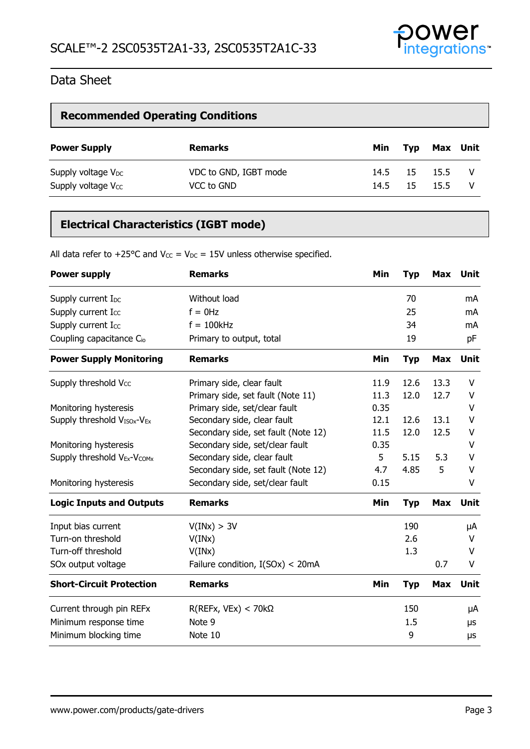Data Sheet

## Recommended Operating Conditions

| Power Supply | Remarks | Min | Typ | Max | Unit |
|---|---|---|---|---|---|
| Supply voltage $V_{DC}$ | VDC to GND, IGBT mode | 14.5 | 15 | 15.5 | V |
| Supply voltage $V_{CC}$ | VCC to GND | 14.5 | 15 | 15.5 | V |

## Electrical Characteristics (IGBT mode)

All data refer to +25°C and $V_{CC}$ = $V_{DC}$ = 15V unless otherwise specified.

| Power supply | Remarks | Min | Typ | Max | Unit |
|---|---|---|---|---|---|
| Supply current $I_{DC}$ | Without load | | 70 | | mA |
| Supply current $I_{CC}$ | f = 0Hz | | 25 | | mA |
| Supply current $I_{CC}$ | f = 100kHz | | 34 | | mA |
| Coupling capacitance $C_{io}$ | Primary to output, total | | 19 | | pF |
| **Power Supply Monitoring** | **Remarks** | **Min** | **Typ** | **Max** | **Unit** |
| Supply threshold $V_{CC}$ | Primary side, clear fault | 11.9 | 12.6 | 13.3 | V |
| | Primary side, set fault (Note 11) | 11.3 | 12.0 | 12.7 | V |
| Monitoring hysteresis | Primary side, set/clear fault | 0.35 | | | V |
| Supply threshold $V_{ISOx}$-$V_{Ex}$ | Secondary side, clear fault | 12.1 | 12.6 | 13.1 | V |
| | Secondary side, set fault (Note 12) | 11.5 | 12.0 | 12.5 | V |
| Monitoring hysteresis | Secondary side, set/clear fault | 0.35 | | | V |
| Supply threshold $V_{Ex}$-$V_{COMx}$ | Secondary side, clear fault | 5 | 5.15 | 5.3 | V |
| | Secondary side, set fault (Note 12) | 4.7 | 4.85 | 5 | V |
| Monitoring hysteresis | Secondary side, set/clear fault | 0.15 | | | V |
| **Logic Inputs and Outputs** | **Remarks** | **Min** | **Typ** | **Max** | **Unit** |
| Input bias current | V(INx) > 3V | | 190 | | μA |
| Turn-on threshold | V(INx) | | 2.6 | | V |
| Turn-off threshold | V(INx) | | 1.3 | | V |
| SOx output voltage | Failure condition, I(SOx) < 20mA | | | 0.7 | V |
| **Short-Circuit Protection** | **Remarks** | **Min** | **Typ** | **Max** | **Unit** |
| Current through pin REFx | R(REFx, VEx) < 70kΩ | | 150 | | μA |
| Minimum response time | Note 9 | | 1.5 | | μs |
| Minimum blocking time | Note 10 | | 9 | | μs |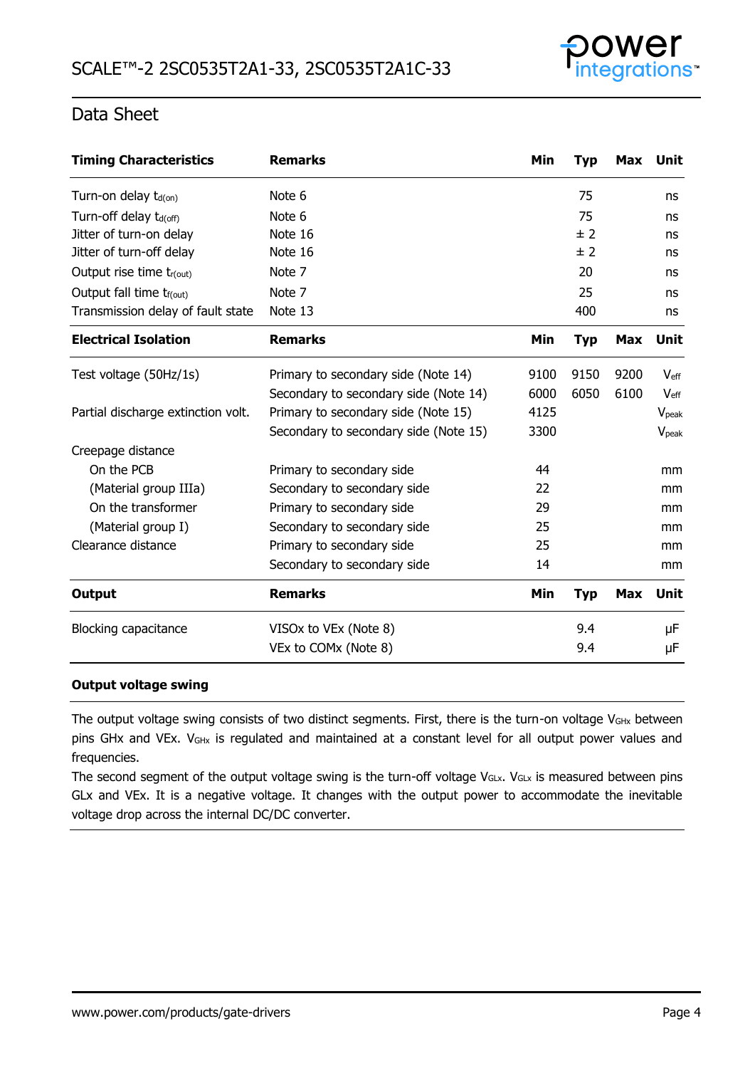## Data Sheet

| Timing Characteristics | Remarks | Min | Typ | Max | Unit |
|---|---|---|---|---|---|
| Turn-on delay $t_{d(on)}$ | Note 6 | | 75 | | ns |
| Turn-off delay $t_{d(off)}$ | Note 6 | | 75 | | ns |
| Jitter of turn-on delay | Note 16 | | ± 2 | | ns |
| Jitter of turn-off delay | Note 16 | | ± 2 | | ns |
| Output rise time $t_{r(out)}$ | Note 7 | | 20 | | ns |
| Output fall time $t_{f(out)}$ | Note 7 | | 25 | | ns |
| Transmission delay of fault state | Note 13 | | 400 | | ns |

| Electrical Isolation | Remarks | Min | Typ | Max | Unit |
|---|---|---|---|---|---|
| Test voltage (50Hz/1s) | Primary to secondary side (Note 14) | 9100 | 9150 | 9200 | $V_{eff}$ |
| | Secondary to secondary side (Note 14) | 6000 | 6050 | 6100 | $V_{eff}$ |
| Partial discharge extinction volt. | Primary to secondary side (Note 15) | 4125 | | | $V_{peak}$ |
| | Secondary to secondary side (Note 15) | 3300 | | | $V_{peak}$ |
| Creepage distance | | | | | |
| On the PCB | Primary to secondary side | 44 | | | mm |
| (Material group IIIa) | Secondary to secondary side | 22 | | | mm |
| On the transformer | Primary to secondary side | 29 | | | mm |
| (Material group I) | Secondary to secondary side | 25 | | | mm |
| Clearance distance | Primary to secondary side | 25 | | | mm |
| | Secondary to secondary side | 14 | | | mm |

| Output | Remarks | Min | Typ | Max | Unit |
|---|---|---|---|---|---|
| Blocking capacitance | VISOx to VEx (Note 8) | | 9.4 | | µF |
| | VEx to COMx (Note 8) | | 9.4 | | µF |

**Output voltage swing**

The output voltage swing consists of two distinct segments. First, there is the turn-on voltage $V_{GHx}$ between pins GHx and VEx. $V_{GHx}$ is regulated and maintained at a constant level for all output power values and frequencies.

The second segment of the output voltage swing is the turn-off voltage $V_{GLx}$. $V_{GLx}$ is measured between pins GLx and VEx. It is a negative voltage. It changes with the output power to accommodate the inevitable voltage drop across the internal DC/DC converter.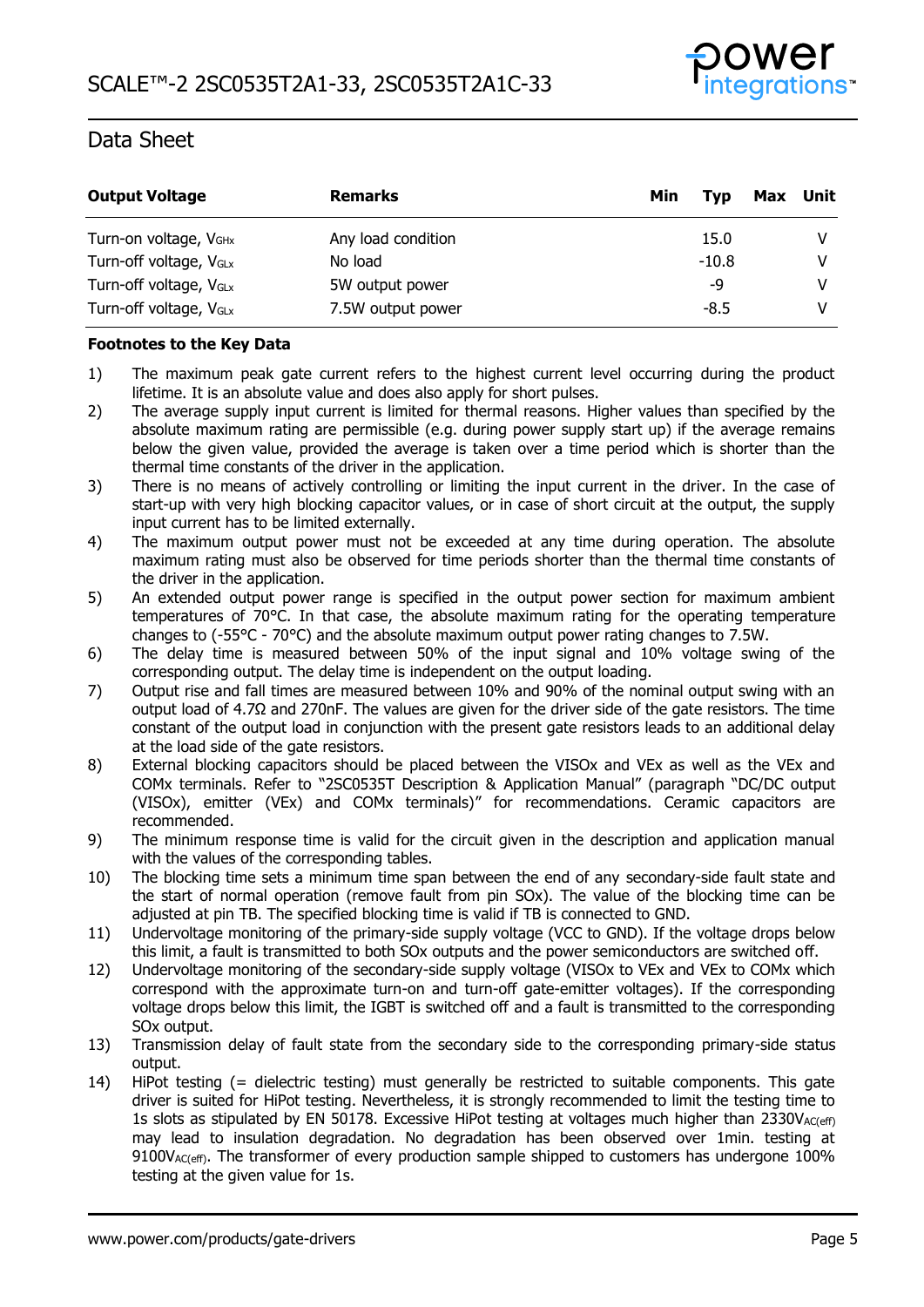| Output Voltage | Remarks | Min | Typ | Max | Unit |
|---|---|---|---|---|---|
| Turn-on voltage, $V_{GHx}$ | Any load condition | | 15.0 | | V |
| Turn-off voltage, $V_{GLx}$ | No load | | -10.8 | | V |
| Turn-off voltage, $V_{GLx}$ | 5W output power | | -9 | | V |
| Turn-off voltage, $V_{GLx}$ | 7.5W output power | | -8.5 | | V |

**Footnotes to the Key Data**

1) The maximum peak gate current refers to the highest current level occurring during the product lifetime. It is an absolute value and does also apply for short pulses.
2) The average supply input current is limited for thermal reasons. Higher values than specified by the absolute maximum rating are permissible (e.g. during power supply start up) if the average remains below the given value, provided the average is taken over a time period which is shorter than the thermal time constants of the driver in the application.
3) There is no means of actively controlling or limiting the input current in the driver. In the case of start-up with very high blocking capacitor values, or in case of short circuit at the output, the supply input current has to be limited externally.
4) The maximum output power must not be exceeded at any time during operation. The absolute maximum rating must also be observed for time periods shorter than the thermal time constants of the driver in the application.
5) An extended output power range is specified in the output power section for maximum ambient temperatures of 70°C. In that case, the absolute maximum rating for the operating temperature changes to (-55°C - 70°C) and the absolute maximum output power rating changes to 7.5W.
6) The delay time is measured between 50% of the input signal and 10% voltage swing of the corresponding output. The delay time is independent on the output loading.
7) Output rise and fall times are measured between 10% and 90% of the nominal output swing with an output load of 4.7Ω and 270nF. The values are given for the driver side of the gate resistors. The time constant of the output load in conjunction with the present gate resistors leads to an additional delay at the load side of the gate resistors.
8) External blocking capacitors should be placed between the VISOx and VEx as well as the VEx and COMx terminals. Refer to "2SC0535T Description & Application Manual" (paragraph "DC/DC output (VISOx), emitter (VEx) and COMx terminals)" for recommendations. Ceramic capacitors are recommended.
9) The minimum response time is valid for the circuit given in the description and application manual with the values of the corresponding tables.
10) The blocking time sets a minimum time span between the end of any secondary-side fault state and the start of normal operation (remove fault from pin SOx). The value of the blocking time can be adjusted at pin TB. The specified blocking time is valid if TB is connected to GND.
11) Undervoltage monitoring of the primary-side supply voltage (VCC to GND). If the voltage drops below this limit, a fault is transmitted to both SOx outputs and the power semiconductors are switched off.
12) Undervoltage monitoring of the secondary-side supply voltage (VISOx to VEx and VEx to COMx which correspond with the approximate turn-on and turn-off gate-emitter voltages). If the corresponding voltage drops below this limit, the IGBT is switched off and a fault is transmitted to the corresponding SOx output.
13) Transmission delay of fault state from the secondary side to the corresponding primary-side status output.
14) HiPot testing (= dielectric testing) must generally be restricted to suitable components. This gate driver is suited for HiPot testing. Nevertheless, it is strongly recommended to limit the testing time to 1s slots as stipulated by EN 50178. Excessive HiPot testing at voltages much higher than $2330V_{AC(eff)}$ may lead to insulation degradation. No degradation has been observed over 1min. testing at $9100V_{AC(eff)}$. The transformer of every production sample shipped to customers has undergone 100% testing at the given value for 1s.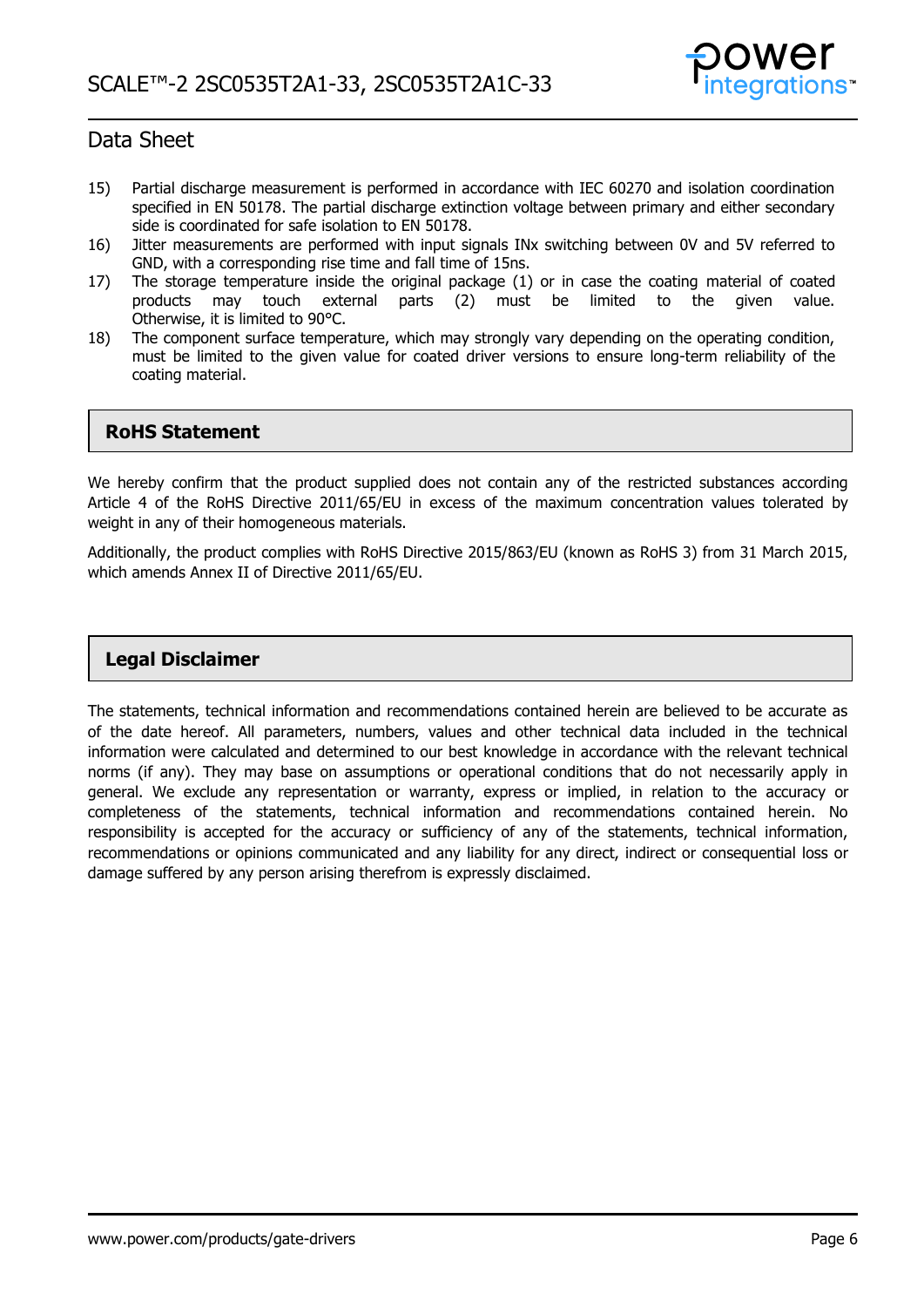15) Partial discharge measurement is performed in accordance with IEC 60270 and isolation coordination specified in EN 50178. The partial discharge extinction voltage between primary and either secondary side is coordinated for safe isolation to EN 50178.
16) Jitter measurements are performed with input signals INx switching between 0V and 5V referred to GND, with a corresponding rise time and fall time of 15ns.
17) The storage temperature inside the original package (1) or in case the coating material of coated products may touch external parts (2) must be limited to the given value. Otherwise, it is limited to 90°C.
18) The component surface temperature, which may strongly vary depending on the operating condition, must be limited to the given value for coated driver versions to ensure long-term reliability of the coating material.

## RoHS Statement

We hereby confirm that the product supplied does not contain any of the restricted substances according Article 4 of the RoHS Directive 2011/65/EU in excess of the maximum concentration values tolerated by weight in any of their homogeneous materials.

Additionally, the product complies with RoHS Directive 2015/863/EU (known as RoHS 3) from 31 March 2015, which amends Annex II of Directive 2011/65/EU.

## Legal Disclaimer

The statements, technical information and recommendations contained herein are believed to be accurate as of the date hereof. All parameters, numbers, values and other technical data included in the technical information were calculated and determined to our best knowledge in accordance with the relevant technical norms (if any). They may base on assumptions or operational conditions that do not necessarily apply in general. We exclude any representation or warranty, express or implied, in relation to the accuracy or completeness of the statements, technical information and recommendations contained herein. No responsibility is accepted for the accuracy or sufficiency of any of the statements, technical information, recommendations or opinions communicated and any liability for any direct, indirect or consequential loss or damage suffered by any person arising therefrom is expressly disclaimed.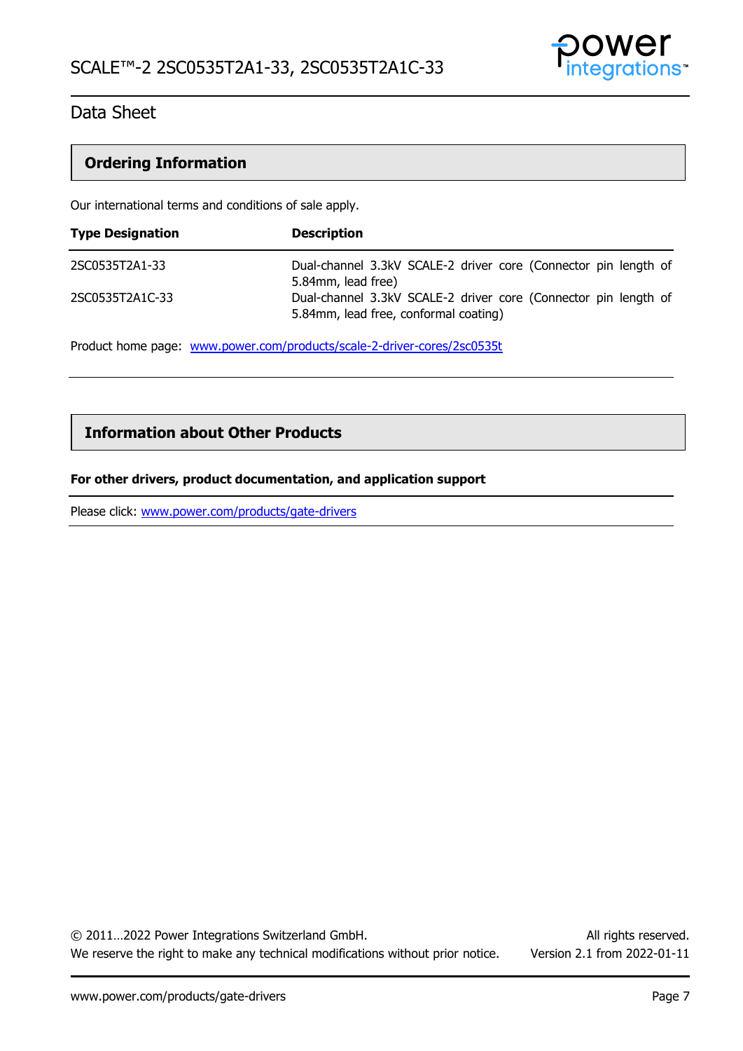## Ordering Information

Our international terms and conditions of sale apply.

| Type Designation | Description |
|---|---|
| 2SC0535T2A1-33 | Dual-channel 3.3kV SCALE-2 driver core (Connector pin length of 5.84mm, lead free) |
| 2SC0535T2A1C-33 | Dual-channel 3.3kV SCALE-2 driver core (Connector pin length of 5.84mm, lead free, conformal coating) |

Product home page: [www.power.com/products/scale-2-driver-cores/2sc0535t](www.power.com/products/scale-2-driver-cores/2sc0535t)

## Information about Other Products

**For other drivers, product documentation, and application support**

Please click: [www.power.com/products/gate-drivers](www.power.com/products/gate-drivers)

© 2011…2022 Power Integrations Switzerland GmbH. All rights reserved.
We reserve the right to make any technical modifications without prior notice. Version 2.1 from 2022-01-11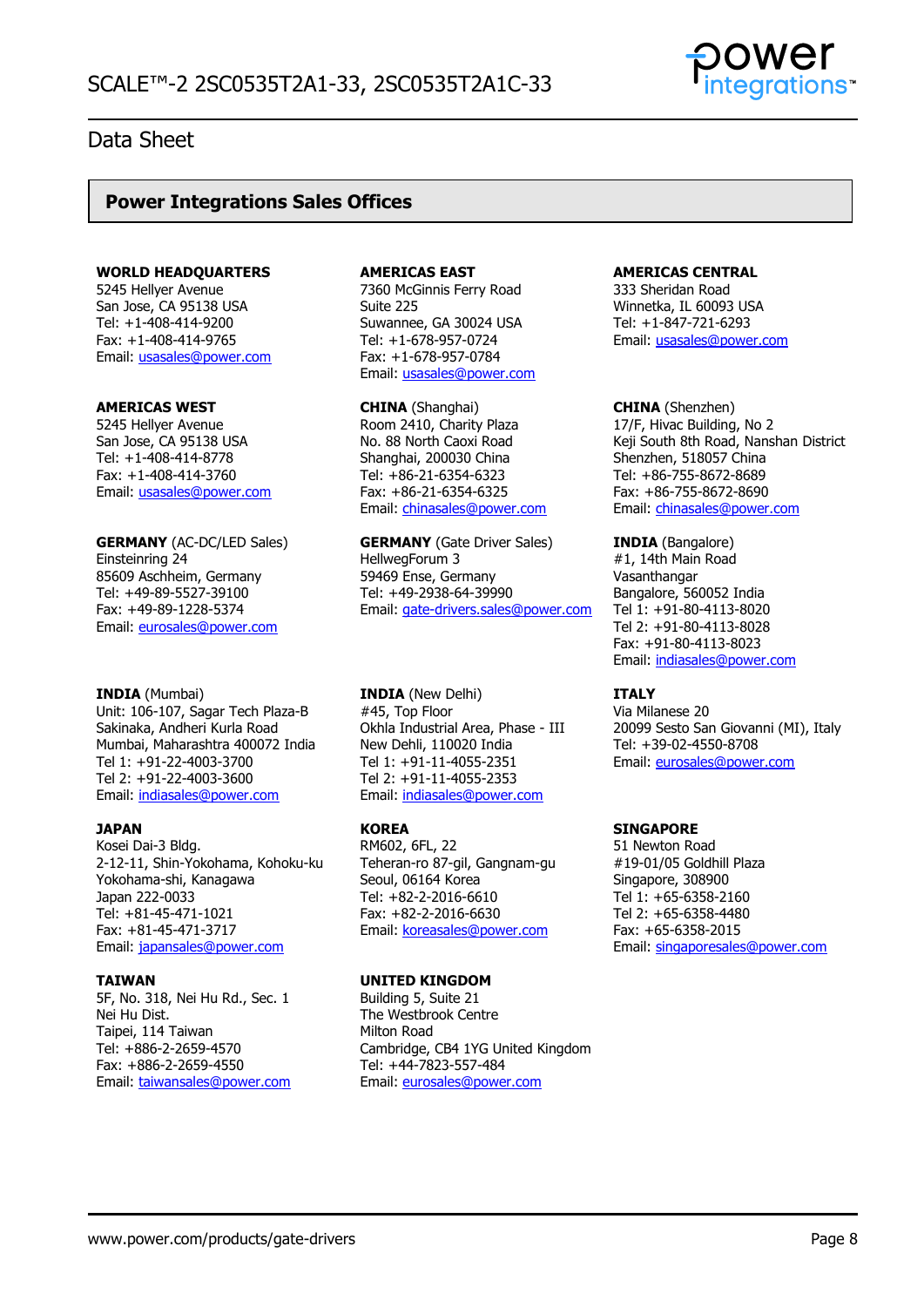## Power Integrations Sales Offices

**WORLD HEADQUARTERS**
5245 Hellyer Avenue
San Jose, CA 95138 USA
Tel: +1-408-414-9200
Fax: +1-408-414-9765
Email: usasales@power.com

**AMERICAS EAST**
7360 McGinnis Ferry Road
Suite 225
Suwannee, GA 30024 USA
Tel: +1-678-957-0724
Fax: +1-678-957-0784
Email: usasales@power.com

**AMERICAS CENTRAL**
333 Sheridan Road
Winnetka, IL 60093 USA
Tel: +1-847-721-6293
Email: usasales@power.com

**AMERICAS WEST**
5245 Hellyer Avenue
San Jose, CA 95138 USA
Tel: +1-408-414-8778
Fax: +1-408-414-3760
Email: usasales@power.com

**CHINA** (Shanghai)
Room 2410, Charity Plaza
No. 88 North Caoxi Road
Shanghai, 200030 China
Tel: +86-21-6354-6323
Fax: +86-21-6354-6325
Email: chinasales@power.com

**CHINA** (Shenzhen)
17/F, Hivac Building, No 2
Keji South 8th Road, Nanshan District
Shenzhen, 518057 China
Tel: +86-755-8672-8689
Fax: +86-755-8672-8690
Email: chinasales@power.com

**GERMANY** (AC-DC/LED Sales)
Einsteinring 24
85609 Aschheim, Germany
Tel: +49-89-5527-39100
Fax: +49-89-1228-5374
Email: eurosales@power.com

**GERMANY** (Gate Driver Sales)
HellwegForum 3
59469 Ense, Germany
Tel: +49-2938-64-39990
Email: gate-drivers.sales@power.com

**INDIA** (Bangalore)
#1, 14th Main Road
Vasanthangar
Bangalore, 560052 India
Tel 1: +91-80-4113-8020
Tel 2: +91-80-4113-8028
Fax: +91-80-4113-8023
Email: indiasales@power.com

**INDIA** (Mumbai)
Unit: 106-107, Sagar Tech Plaza-B
Sakinaka, Andheri Kurla Road
Mumbai, Maharashtra 400072 India
Tel 1: +91-22-4003-3700
Tel 2: +91-22-4003-3600
Email: indiasales@power.com

**INDIA** (New Delhi)
#45, Top Floor
Okhla Industrial Area, Phase - III
New Dehli, 110020 India
Tel 1: +91-11-4055-2351
Tel 2: +91-11-4055-2353
Email: indiasales@power.com

**ITALY**
Via Milanese 20
20099 Sesto San Giovanni (MI), Italy
Tel: +39-02-4550-8708
Email: eurosales@power.com

**JAPAN**
Kosei Dai-3 Bldg.
2-12-11, Shin-Yokohama, Kohoku-ku
Yokohama-shi, Kanagawa
Japan 222-0033
Tel: +81-45-471-1021
Fax: +81-45-471-3717
Email: japansales@power.com

**KOREA**
RM602, 6FL, 22
Teheran-ro 87-gil, Gangnam-gu
Seoul, 06164 Korea
Tel: +82-2-2016-6610
Fax: +82-2-2016-6630
Email: koreasales@power.com

**SINGAPORE**
51 Newton Road
#19-01/05 Goldhill Plaza
Singapore, 308900
Tel 1: +65-6358-2160
Tel 2: +65-6358-4480
Fax: +65-6358-2015
Email: singaporesales@power.com

**TAIWAN**
5F, No. 318, Nei Hu Rd., Sec. 1
Nei Hu Dist.
Taipei, 114 Taiwan
Tel: +886-2-2659-4570
Fax: +886-2-2659-4550
Email: taiwansales@power.com

**UNITED KINGDOM**
Building 5, Suite 21
The Westbrook Centre
Milton Road
Cambridge, CB4 1YG United Kingdom
Tel: +44-7823-557-484
Email: eurosales@power.com